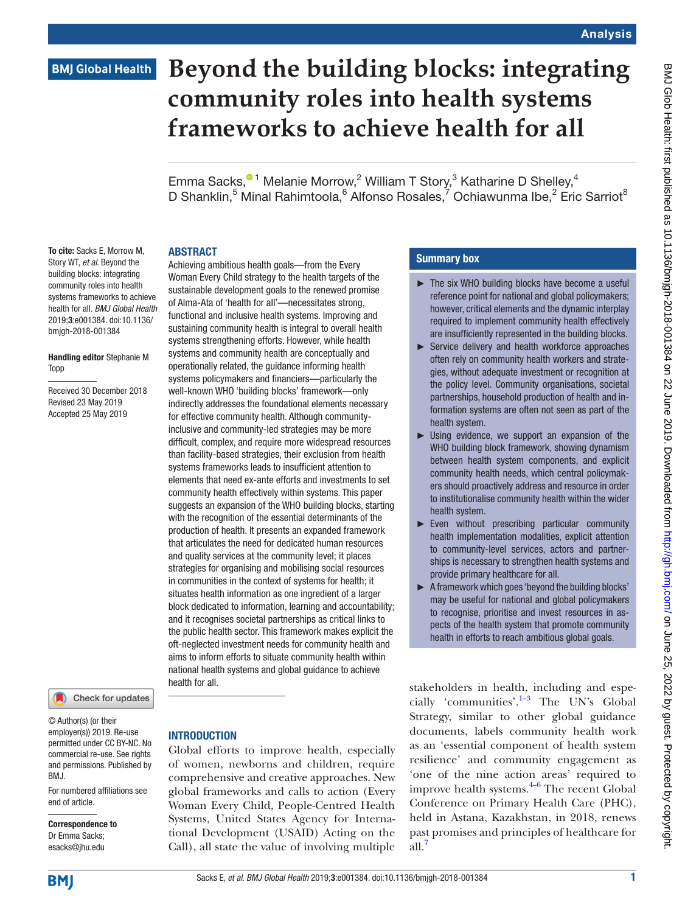Analysis

BMJ Global Health

# Beyond the building blocks: integrating community roles into health systems frameworks to achieve health for all

Emma Sacks,[1] Melanie Morrow,[2] William T Story,[3] Katharine D Shelley,[4] D Shanklin,[5] Minal Rahimtoola,[6] Alfonso Rosales,[7] Ochiawunma Ibe,[2] Eric Sarriot[8]

**To cite:** Sacks E, Morrow M, Story WT, *et al*. Beyond the building blocks: integrating community roles into health systems frameworks to achieve health for all. *BMJ Global Health* 2019;**3**:e001384. doi:10.1136/bmjgh-2018-001384

**Handling editor** Stephanie M Topp

Received 30 December 2018
Revised 23 May 2019
Accepted 25 May 2019

© Author(s) (or their employer(s)) 2019. Re-use permitted under CC BY-NC. No commercial re-use. See rights and permissions. Published by BMJ.

For numbered affiliations see end of article.

**Correspondence to**
Dr Emma Sacks;
esacks@jhu.edu

## ABSTRACT

Achieving ambitious health goals—from the Every Woman Every Child strategy to the health targets of the sustainable development goals to the renewed promise of Alma-Ata of 'health for all'—necessitates strong, functional and inclusive health systems. Improving and sustaining community health is integral to overall health systems strengthening efforts. However, while health systems and community health are conceptually and operationally related, the guidance informing health systems policymakers and financiers—particularly the well-known WHO 'building blocks' framework—only indirectly addresses the foundational elements necessary for effective community health. Although community-inclusive and community-led strategies may be more difficult, complex, and require more widespread resources than facility-based strategies, their exclusion from health systems frameworks leads to insufficient attention to elements that need ex-ante efforts and investments to set community health effectively within systems. This paper suggests an expansion of the WHO building blocks, starting with the recognition of the essential determinants of the production of health. It presents an expanded framework that articulates the need for dedicated human resources and quality services at the community level; it places strategies for organising and mobilising social resources in communities in the context of systems for health; it situates health information as one ingredient of a larger block dedicated to information, learning and accountability; and it recognises societal partnerships as critical links to the public health sector. This framework makes explicit the oft-neglected investment needs for community health and aims to inform efforts to situate community health within national health systems and global guidance to achieve health for all.

### Summary box

- The six WHO building blocks have become a useful reference point for national and global policymakers; however, critical elements and the dynamic interplay required to implement community health effectively are insufficiently represented in the building blocks.
- Service delivery and health workforce approaches often rely on community health workers and strategies, without adequate investment or recognition at the policy level. Community organisations, societal partnerships, household production of health and information systems are often not seen as part of the health system.
- Using evidence, we support an expansion of the WHO building block framework, showing dynamism between health system components, and explicit community health needs, which central policymakers should proactively address and resource in order to institutionalise community health within the wider health system.
- Even without prescribing particular community health implementation modalities, explicit attention to community-level services, actors and partnerships is necessary to strengthen health systems and provide primary healthcare for all.
- A framework which goes 'beyond the building blocks' may be useful for national and global policymakers to recognise, prioritise and invest resources in aspects of the health system that promote community health in efforts to reach ambitious global goals.

## INTRODUCTION

Global efforts to improve health, especially of women, newborns and children, require comprehensive and creative approaches. New global frameworks and calls to action (Every Woman Every Child, People-Centred Health Systems, United States Agency for International Development (USAID) Acting on the Call), all state the value of involving multiple stakeholders in health, including and especially 'communities'.[1–3] The UN's Global Strategy, similar to other global guidance documents, labels community health work as an 'essential component of health system resilience' and community engagement as 'one of the nine action areas' required to improve health systems.[4–6] The recent Global Conference on Primary Health Care (PHC), held in Astana, Kazakhstan, in 2018, renews past promises and principles of healthcare for all.[7]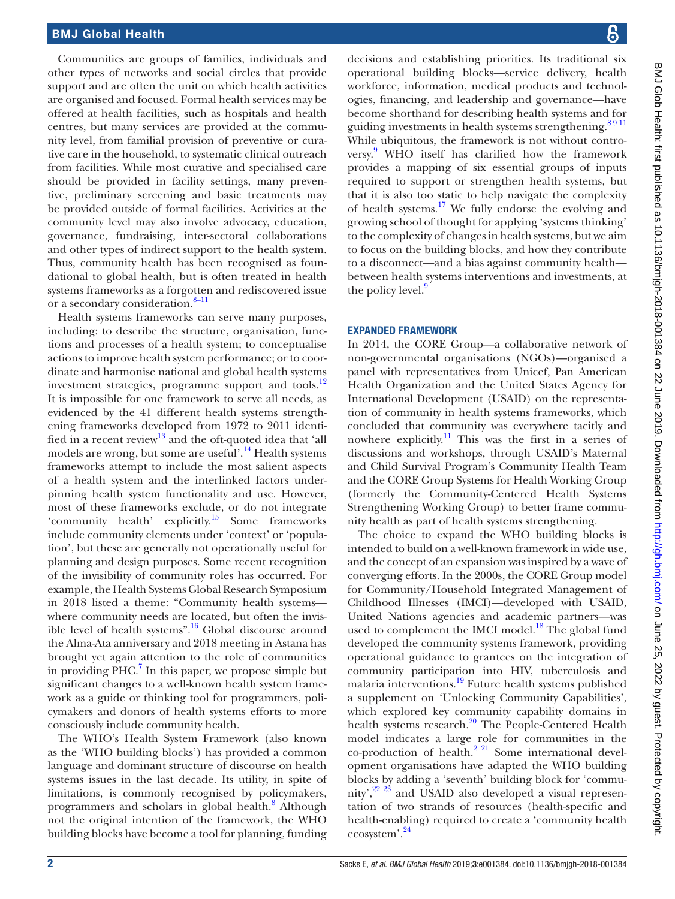Communities are groups of families, individuals and other types of networks and social circles that provide support and are often the unit on which health activities are organised and focused. Formal health services may be offered at health facilities, such as hospitals and health centres, but many services are provided at the community level, from familial provision of preventive or curative care in the household, to systematic clinical outreach from facilities. While most curative and specialised care should be provided in facility settings, many preventive, preliminary screening and basic treatments may be provided outside of formal facilities. Activities at the community level may also involve advocacy, education, governance, fundraising, inter-sectoral collaborations and other types of indirect support to the health system. Thus, community health has been recognised as foundational to global health, but is often treated in health systems frameworks as a forgotten and rediscovered issue or a secondary consideration.[8–11]

Health systems frameworks can serve many purposes, including: to describe the structure, organisation, functions and processes of a health system; to conceptualise actions to improve health system performance; or to coordinate and harmonise national and global health systems investment strategies, programme support and tools.[12] It is impossible for one framework to serve all needs, as evidenced by the 41 different health systems strengthening frameworks developed from 1972 to 2011 identified in a recent review[13] and the oft-quoted idea that 'all models are wrong, but some are useful'.[14] Health systems frameworks attempt to include the most salient aspects of a health system and the interlinked factors underpinning health system functionality and use. However, most of these frameworks exclude, or do not integrate 'community health' explicitly.[15] Some frameworks include community elements under 'context' or 'population', but these are generally not operationally useful for planning and design purposes. Some recent recognition of the invisibility of community roles has occurred. For example, the Health Systems Global Research Symposium in 2018 listed a theme: "Community health systems—where community needs are located, but often the invisible level of health systems".[16] Global discourse around the Alma-Ata anniversary and 2018 meeting in Astana has brought yet again attention to the role of communities in providing PHC.[7] In this paper, we propose simple but significant changes to a well-known health system framework as a guide or thinking tool for programmers, policymakers and donors of health systems efforts to more consciously include community health.

The WHO's Health System Framework (also known as the 'WHO building blocks') has provided a common language and dominant structure of discourse on health systems issues in the last decade. Its utility, in spite of limitations, is commonly recognised by policymakers, programmers and scholars in global health.[8] Although not the original intention of the framework, the WHO building blocks have become a tool for planning, funding decisions and establishing priorities. Its traditional six operational building blocks—service delivery, health workforce, information, medical products and technologies, financing, and leadership and governance—have become shorthand for describing health systems and for guiding investments in health systems strengthening.[8 9 11] While ubiquitous, the framework is not without controversy.[9] WHO itself has clarified how the framework provides a mapping of six essential groups of inputs required to support or strengthen health systems, but that it is also too static to help navigate the complexity of health systems.[17] We fully endorse the evolving and growing school of thought for applying 'systems thinking' to the complexity of changes in health systems, but we aim to focus on the building blocks, and how they contribute to a disconnect—and a bias against community health—between health systems interventions and investments, at the policy level.[9]

## EXPANDED FRAMEWORK

In 2014, the CORE Group—a collaborative network of non-governmental organisations (NGOs)—organised a panel with representatives from Unicef, Pan American Health Organization and the United States Agency for International Development (USAID) on the representation of community in health systems frameworks, which concluded that community was everywhere tacitly and nowhere explicitly.[11] This was the first in a series of discussions and workshops, through USAID's Maternal and Child Survival Program's Community Health Team and the CORE Group Systems for Health Working Group (formerly the Community-Centered Health Systems Strengthening Working Group) to better frame community health as part of health systems strengthening.

The choice to expand the WHO building blocks is intended to build on a well-known framework in wide use, and the concept of an expansion was inspired by a wave of converging efforts. In the 2000s, the CORE Group model for Community/Household Integrated Management of Childhood Illnesses (IMCI)—developed with USAID, United Nations agencies and academic partners—was used to complement the IMCI model.[18] The global fund developed the community systems framework, providing operational guidance to grantees on the integration of community participation into HIV, tuberculosis and malaria interventions.[19] Future health systems published a supplement on 'Unlocking Community Capabilities', which explored key community capability domains in health systems research.[20] The People-Centered Health model indicates a large role for communities in the co-production of health.[2 21] Some international development organisations have adapted the WHO building blocks by adding a 'seventh' building block for 'community',[22 23] and USAID also developed a visual representation of two strands of resources (health-specific and health-enabling) required to create a 'community health ecosystem'.[24]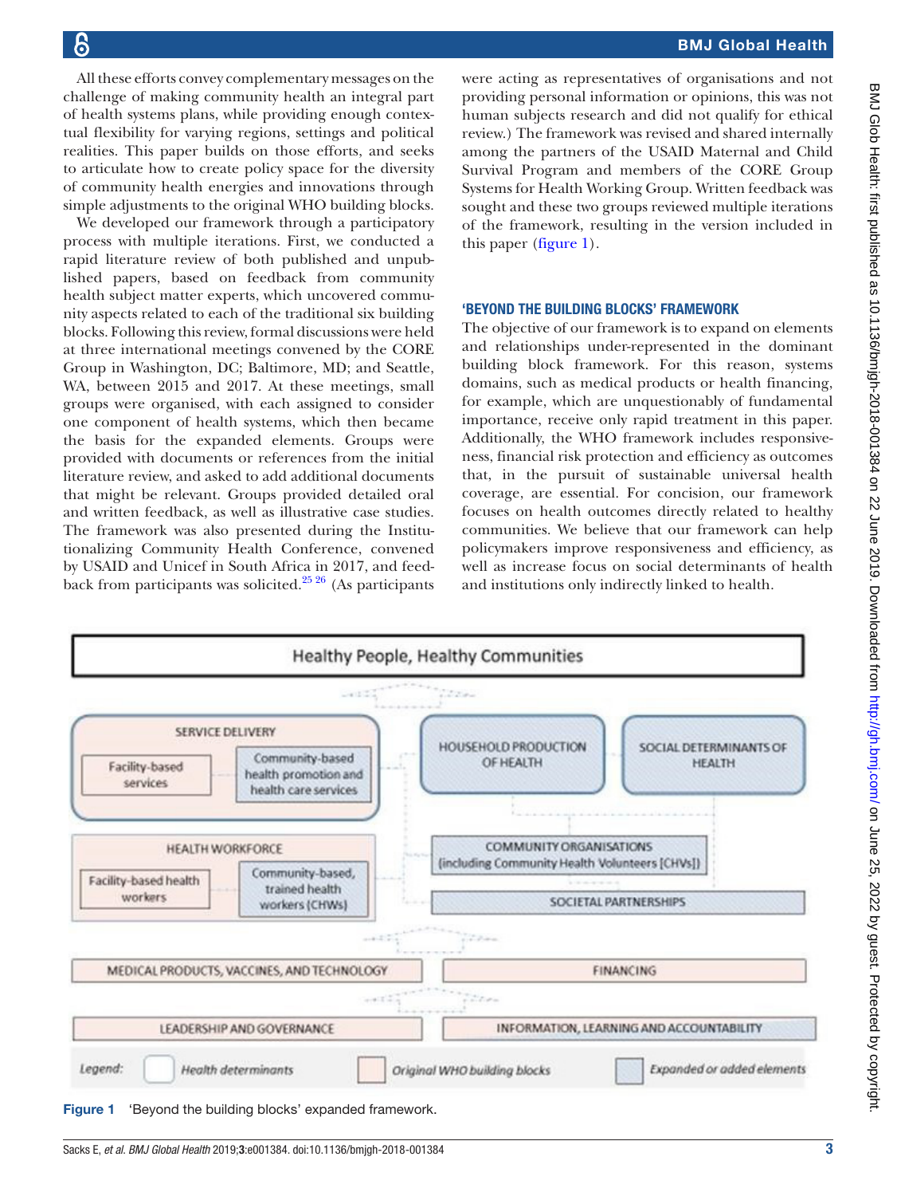All these efforts convey complementary messages on the challenge of making community health an integral part of health systems plans, while providing enough contextual flexibility for varying regions, settings and political realities. This paper builds on those efforts, and seeks to articulate how to create policy space for the diversity of community health energies and innovations through simple adjustments to the original WHO building blocks.

We developed our framework through a participatory process with multiple iterations. First, we conducted a rapid literature review of both published and unpublished papers, based on feedback from community health subject matter experts, which uncovered community aspects related to each of the traditional six building blocks. Following this review, formal discussions were held at three international meetings convened by the CORE Group in Washington, DC; Baltimore, MD; and Seattle, WA, between 2015 and 2017. At these meetings, small groups were organised, with each assigned to consider one component of health systems, which then became the basis for the expanded elements. Groups were provided with documents or references from the initial literature review, and asked to add additional documents that might be relevant. Groups provided detailed oral and written feedback, as well as illustrative case studies. The framework was also presented during the Institutionalizing Community Health Conference, convened by USAID and Unicef in South Africa in 2017, and feedback from participants was solicited.[25,26] (As participants were acting as representatives of organisations and not providing personal information or opinions, this was not human subjects research and did not qualify for ethical review.) The framework was revised and shared internally among the partners of the USAID Maternal and Child Survival Program and members of the CORE Group Systems for Health Working Group. Written feedback was sought and these two groups reviewed multiple iterations of the framework, resulting in the version included in this paper (figure 1).

## 'BEYOND THE BUILDING BLOCKS' FRAMEWORK

The objective of our framework is to expand on elements and relationships under-represented in the dominant building block framework. For this reason, systems domains, such as medical products or health financing, for example, which are unquestionably of fundamental importance, receive only rapid treatment in this paper. Additionally, the WHO framework includes responsiveness, financial risk protection and efficiency as outcomes that, in the pursuit of sustainable universal health coverage, are essential. For concision, our framework focuses on health outcomes directly related to healthy communities. We believe that our framework can help policymakers improve responsiveness and efficiency, as well as increase focus on social determinants of health and institutions only indirectly linked to health.

Healthy People, Healthy Communities

SERVICE DELIVERY: Facility-based services; Community-based health promotion and health care services

HOUSEHOLD PRODUCTION OF HEALTH

SOCIAL DETERMINANTS OF HEALTH

HEALTH WORKFORCE: Facility-based health workers; Community-based, trained health workers (CHWs)

COMMUNITY ORGANISATIONS (including Community Health Volunteers [CHVs])

SOCIETAL PARTNERSHIPS

MEDICAL PRODUCTS, VACCINES, AND TECHNOLOGY

FINANCING

LEADERSHIP AND GOVERNANCE

INFORMATION, LEARNING AND ACCOUNTABILITY

Legend: Health determinants; Original WHO building blocks; Expanded or added elements

**Figure 1** 'Beyond the building blocks' expanded framework.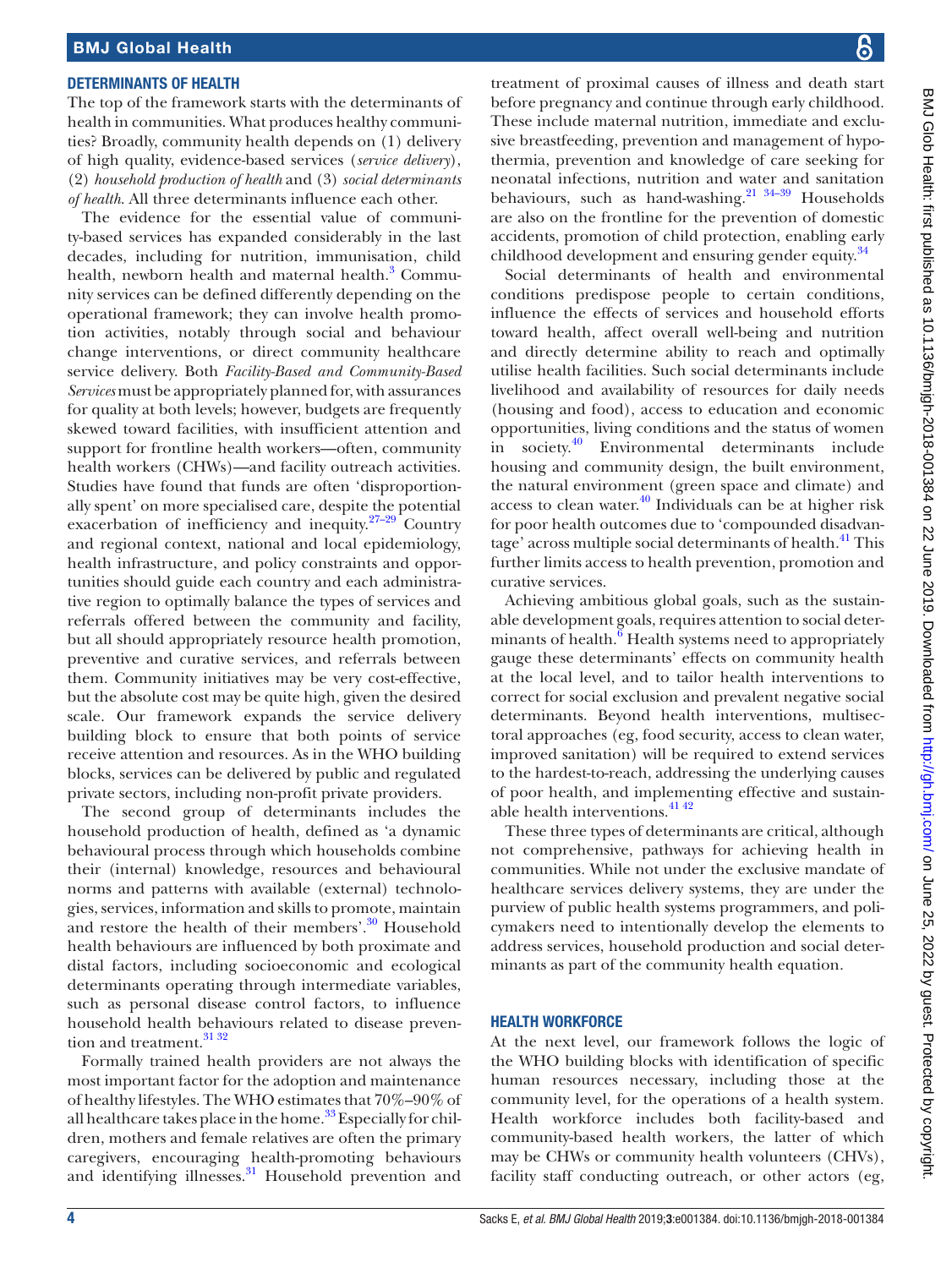## DETERMINANTS OF HEALTH

The top of the framework starts with the determinants of health in communities. What produces healthy communities? Broadly, community health depends on (1) delivery of high quality, evidence-based services (*service delivery*), (2) *household production of health* and (3) *social determinants of health*. All three determinants influence each other.

The evidence for the essential value of community-based services has expanded considerably in the last decades, including for nutrition, immunisation, child health, newborn health and maternal health.[3] Community services can be defined differently depending on the operational framework; they can involve health promotion activities, notably through social and behaviour change interventions, or direct community healthcare service delivery. Both *Facility-Based and Community-Based Services* must be appropriately planned for, with assurances for quality at both levels; however, budgets are frequently skewed toward facilities, with insufficient attention and support for frontline health workers—often, community health workers (CHWs)—and facility outreach activities. Studies have found that funds are often 'disproportionally spent' on more specialised care, despite the potential exacerbation of inefficiency and inequity.[27–29] Country and regional context, national and local epidemiology, health infrastructure, and policy constraints and opportunities should guide each country and each administrative region to optimally balance the types of services and referrals offered between the community and facility, but all should appropriately resource health promotion, preventive and curative services, and referrals between them. Community initiatives may be very cost-effective, but the absolute cost may be quite high, given the desired scale. Our framework expands the service delivery building block to ensure that both points of service receive attention and resources. As in the WHO building blocks, services can be delivered by public and regulated private sectors, including non-profit private providers.

The second group of determinants includes the household production of health, defined as 'a dynamic behavioural process through which households combine their (internal) knowledge, resources and behavioural norms and patterns with available (external) technologies, services, information and skills to promote, maintain and restore the health of their members'.[30] Household health behaviours are influenced by both proximate and distal factors, including socioeconomic and ecological determinants operating through intermediate variables, such as personal disease control factors, to influence household health behaviours related to disease prevention and treatment.[31 32]

Formally trained health providers are not always the most important factor for the adoption and maintenance of healthy lifestyles. The WHO estimates that 70%–90% of all healthcare takes place in the home.[33] Especially for children, mothers and female relatives are often the primary caregivers, encouraging health-promoting behaviours and identifying illnesses.[31] Household prevention and treatment of proximal causes of illness and death start before pregnancy and continue through early childhood. These include maternal nutrition, immediate and exclusive breastfeeding, prevention and management of hypothermia, prevention and knowledge of care seeking for neonatal infections, nutrition and water and sanitation behaviours, such as hand-washing.[21 34–39] Households are also on the frontline for the prevention of domestic accidents, promotion of child protection, enabling early childhood development and ensuring gender equity.[34]

Social determinants of health and environmental conditions predispose people to certain conditions, influence the effects of services and household efforts toward health, affect overall well-being and nutrition and directly determine ability to reach and optimally utilise health facilities. Such social determinants include livelihood and availability of resources for daily needs (housing and food), access to education and economic opportunities, living conditions and the status of women in society.[40] Environmental determinants include housing and community design, the built environment, the natural environment (green space and climate) and access to clean water.[40] Individuals can be at higher risk for poor health outcomes due to 'compounded disadvantage' across multiple social determinants of health.[41] This further limits access to health prevention, promotion and curative services.

Achieving ambitious global goals, such as the sustainable development goals, requires attention to social determinants of health.[6] Health systems need to appropriately gauge these determinants' effects on community health at the local level, and to tailor health interventions to correct for social exclusion and prevalent negative social determinants. Beyond health interventions, multisectoral approaches (eg, food security, access to clean water, improved sanitation) will be required to extend services to the hardest-to-reach, addressing the underlying causes of poor health, and implementing effective and sustainable health interventions.[41 42]

These three types of determinants are critical, although not comprehensive, pathways for achieving health in communities. While not under the exclusive mandate of healthcare services delivery systems, they are under the purview of public health systems programmers, and policymakers need to intentionally develop the elements to address services, household production and social determinants as part of the community health equation.

## HEALTH WORKFORCE

At the next level, our framework follows the logic of the WHO building blocks with identification of specific human resources necessary, including those at the community level, for the operations of a health system. Health workforce includes both facility-based and community-based health workers, the latter of which may be CHWs or community health volunteers (CHVs), facility staff conducting outreach, or other actors (eg,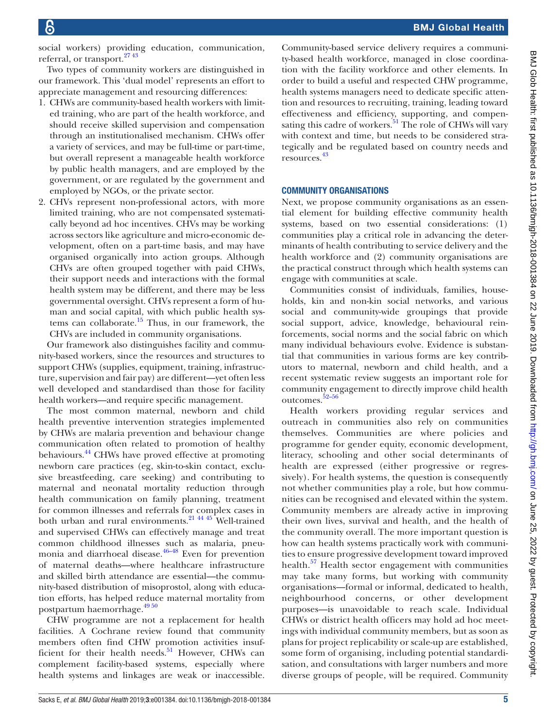social workers) providing education, communication, referral, or transport.[27 43]

Two types of community workers are distinguished in our framework. This 'dual model' represents an effort to appreciate management and resourcing differences:

1. CHWs are community-based health workers with limited training, who are part of the health workforce, and should receive skilled supervision and compensation through an institutionalised mechanism. CHWs offer a variety of services, and may be full-time or part-time, but overall represent a manageable health workforce by public health managers, and are employed by the government, or are regulated by the government and employed by NGOs, or the private sector.
2. CHVs represent non-professional actors, with more limited training, who are not compensated systematically beyond ad hoc incentives. CHVs may be working across sectors like agriculture and micro-economic development, often on a part-time basis, and may have organised organically into action groups. Although CHVs are often grouped together with paid CHWs, their support needs and interactions with the formal health system may be different, and there may be less governmental oversight. CHVs represent a form of human and social capital, with which public health systems can collaborate.[15] Thus, in our framework, the CHVs are included in community organisations.

Our framework also distinguishes facility and community-based workers, since the resources and structures to support CHWs (supplies, equipment, training, infrastructure, supervision and fair pay) are different—yet often less well developed and standardised than those for facility health workers—and require specific management.

The most common maternal, newborn and child health preventive intervention strategies implemented by CHWs are malaria prevention and behaviour change communication often related to promotion of healthy behaviours.[44] CHWs have proved effective at promoting newborn care practices (eg, skin-to-skin contact, exclusive breastfeeding, care seeking) and contributing to maternal and neonatal mortality reduction through health communication on family planning, treatment for common illnesses and referrals for complex cases in both urban and rural environments.[21 44 45] Well-trained and supervised CHWs can effectively manage and treat common childhood illnesses such as malaria, pneumonia and diarrhoeal disease.[46–48] Even for prevention of maternal deaths—where healthcare infrastructure and skilled birth attendance are essential—the community-based distribution of misoprostol, along with education efforts, has helped reduce maternal mortality from postpartum haemorrhage.[49 50]

CHW programme are not a replacement for health facilities. A Cochrane review found that community members often find CHW promotion activities insufficient for their health needs.[51] However, CHWs can complement facility-based systems, especially where health systems and linkages are weak or inaccessible. Community-based service delivery requires a community-based health workforce, managed in close coordination with the facility workforce and other elements. In order to build a useful and respected CHW programme, health systems managers need to dedicate specific attention and resources to recruiting, training, leading toward effectiveness and efficiency, supporting, and compensating this cadre of workers.[51] The role of CHWs will vary with context and time, but needs to be considered strategically and be regulated based on country needs and resources.[43]

## COMMUNITY ORGANISATIONS

Next, we propose community organisations as an essential element for building effective community health systems, based on two essential considerations: (1) communities play a critical role in advancing the determinants of health contributing to service delivery and the health workforce and (2) community organisations are the practical construct through which health systems can engage with communities at scale.

Communities consist of individuals, families, households, kin and non-kin social networks, and various social and community-wide groupings that provide social support, advice, knowledge, behavioural reinforcements, social norms and the social fabric on which many individual behaviours evolve. Evidence is substantial that communities in various forms are key contributors to maternal, newborn and child health, and a recent systematic review suggests an important role for community engagement to directly improve child health outcomes.[52–56]

Health workers providing regular services and outreach in communities also rely on communities themselves. Communities are where policies and programme for gender equity, economic development, literacy, schooling and other social determinants of health are expressed (either progressive or regressively). For health systems, the question is consequently not whether communities play a role, but how communities can be recognised and elevated within the system. Community members are already active in improving their own lives, survival and health, and the health of the community overall. The more important question is how can health systems practically work with communities to ensure progressive development toward improved health.[57] Health sector engagement with communities may take many forms, but working with community organisations—formal or informal, dedicated to health, neighbourhood concerns, or other development purposes—is unavoidable to reach scale. Individual CHWs or district health officers may hold ad hoc meetings with individual community members, but as soon as plans for project replicability or scale-up are established, some form of organising, including potential standardisation, and consultations with larger numbers and more diverse groups of people, will be required. Community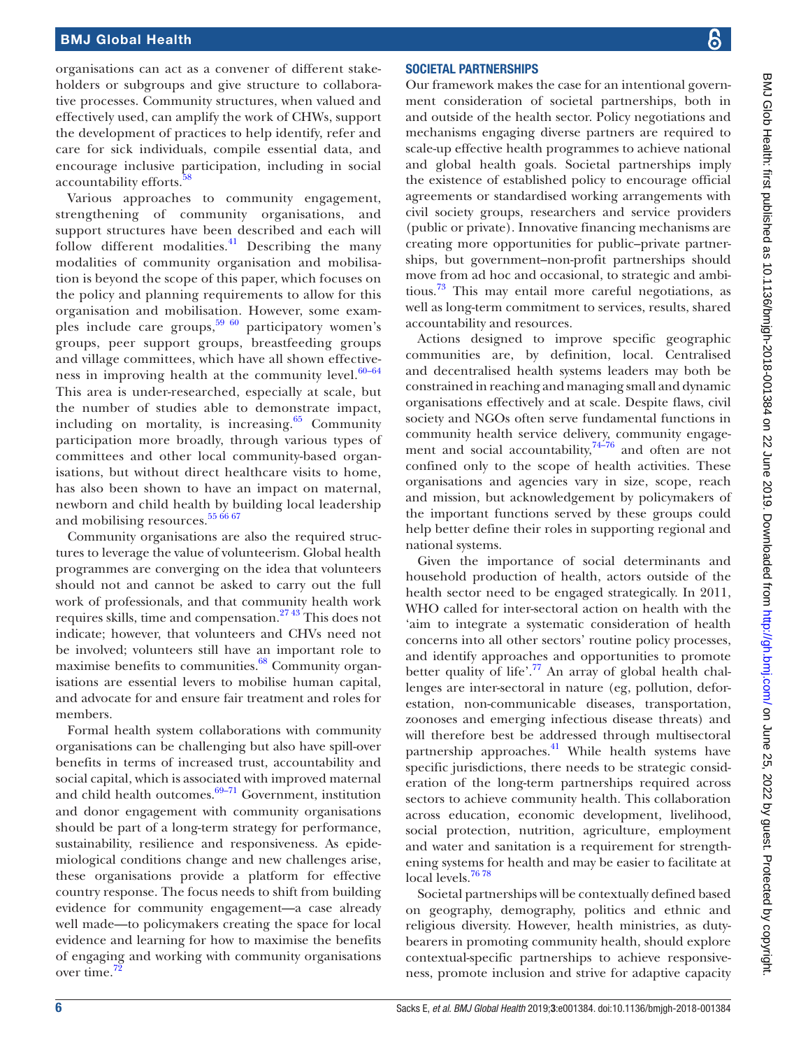organisations can act as a convener of different stakeholders or subgroups and give structure to collaborative processes. Community structures, when valued and effectively used, can amplify the work of CHWs, support the development of practices to help identify, refer and care for sick individuals, compile essential data, and encourage inclusive participation, including in social accountability efforts.[58]

Various approaches to community engagement, strengthening of community organisations, and support structures have been described and each will follow different modalities.[41] Describing the many modalities of community organisation and mobilisation is beyond the scope of this paper, which focuses on the policy and planning requirements to allow for this organisation and mobilisation. However, some examples include care groups,[59 60] participatory women's groups, peer support groups, breastfeeding groups and village committees, which have all shown effectiveness in improving health at the community level.[60–64] This area is under-researched, especially at scale, but the number of studies able to demonstrate impact, including on mortality, is increasing.[65] Community participation more broadly, through various types of committees and other local community-based organisations, but without direct healthcare visits to home, has also been shown to have an impact on maternal, newborn and child health by building local leadership and mobilising resources.[55 66 67]

Community organisations are also the required structures to leverage the value of volunteerism. Global health programmes are converging on the idea that volunteers should not and cannot be asked to carry out the full work of professionals, and that community health work requires skills, time and compensation.[27 43] This does not indicate; however, that volunteers and CHVs need not be involved; volunteers still have an important role to maximise benefits to communities.[68] Community organisations are essential levers to mobilise human capital, and advocate for and ensure fair treatment and roles for members.

Formal health system collaborations with community organisations can be challenging but also have spill-over benefits in terms of increased trust, accountability and social capital, which is associated with improved maternal and child health outcomes.[69–71] Government, institution and donor engagement with community organisations should be part of a long-term strategy for performance, sustainability, resilience and responsiveness. As epidemiological conditions change and new challenges arise, these organisations provide a platform for effective country response. The focus needs to shift from building evidence for community engagement—a case already well made—to policymakers creating the space for local evidence and learning for how to maximise the benefits of engaging and working with community organisations over time.[72]

## SOCIETAL PARTNERSHIPS

Our framework makes the case for an intentional government consideration of societal partnerships, both in and outside of the health sector. Policy negotiations and mechanisms engaging diverse partners are required to scale-up effective health programmes to achieve national and global health goals. Societal partnerships imply the existence of established policy to encourage official agreements or standardised working arrangements with civil society groups, researchers and service providers (public or private). Innovative financing mechanisms are creating more opportunities for public–private partnerships, but government–non-profit partnerships should move from ad hoc and occasional, to strategic and ambitious.[73] This may entail more careful negotiations, as well as long-term commitment to services, results, shared accountability and resources.

Actions designed to improve specific geographic communities are, by definition, local. Centralised and decentralised health systems leaders may both be constrained in reaching and managing small and dynamic organisations effectively and at scale. Despite flaws, civil society and NGOs often serve fundamental functions in community health service delivery, community engagement and social accountability,[74–76] and often are not confined only to the scope of health activities. These organisations and agencies vary in size, scope, reach and mission, but acknowledgement by policymakers of the important functions served by these groups could help better define their roles in supporting regional and national systems.

Given the importance of social determinants and household production of health, actors outside of the health sector need to be engaged strategically. In 2011, WHO called for inter-sectoral action on health with the 'aim to integrate a systematic consideration of health concerns into all other sectors' routine policy processes, and identify approaches and opportunities to promote better quality of life'.[77] An array of global health challenges are inter-sectoral in nature (eg, pollution, deforestation, non-communicable diseases, transportation, zoonoses and emerging infectious disease threats) and will therefore best be addressed through multisectoral partnership approaches.[41] While health systems have specific jurisdictions, there needs to be strategic consideration of the long-term partnerships required across sectors to achieve community health. This collaboration across education, economic development, livelihood, social protection, nutrition, agriculture, employment and water and sanitation is a requirement for strengthening systems for health and may be easier to facilitate at local levels.[76 78]

Societal partnerships will be contextually defined based on geography, demography, politics and ethnic and religious diversity. However, health ministries, as duty-bearers in promoting community health, should explore contextual-specific partnerships to achieve responsiveness, promote inclusion and strive for adaptive capacity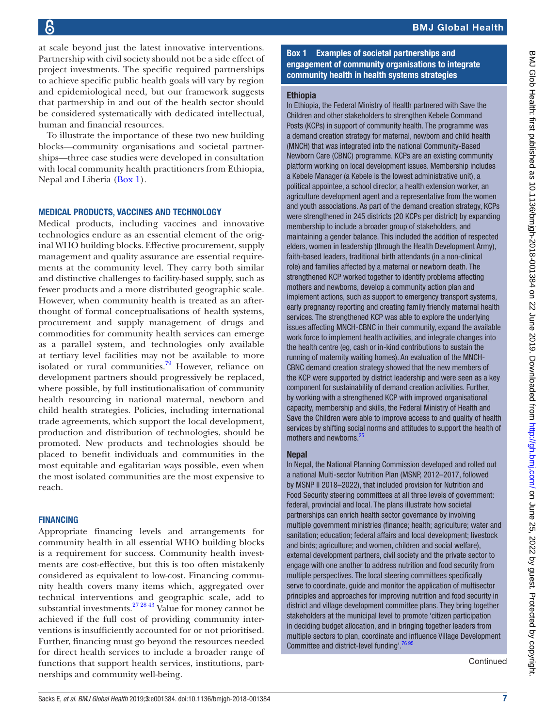at scale beyond just the latest innovative interventions. Partnership with civil society should not be a side effect of project investments. The specific required partnerships to achieve specific public health goals will vary by region and epidemiological need, but our framework suggests that partnership in and out of the health sector should be considered systematically with dedicated intellectual, human and financial resources.

To illustrate the importance of these two new building blocks—community organisations and societal partnerships—three case studies were developed in consultation with local community health practitioners from Ethiopia, Nepal and Liberia (Box 1).

## MEDICAL PRODUCTS, VACCINES AND TECHNOLOGY

Medical products, including vaccines and innovative technologies endure as an essential element of the original WHO building blocks. Effective procurement, supply management and quality assurance are essential requirements at the community level. They carry both similar and distinctive challenges to facility-based supply, such as fewer products and a more distributed geographic scale. However, when community health is treated as an afterthought of formal conceptualisations of health systems, procurement and supply management of drugs and commodities for community health services can emerge as a parallel system, and technologies only available at tertiary level facilities may not be available to more isolated or rural communities.[79] However, reliance on development partners should progressively be replaced, where possible, by full institutionalisation of community health resourcing in national maternal, newborn and child health strategies. Policies, including international trade agreements, which support the local development, production and distribution of technologies, should be promoted. New products and technologies should be placed to benefit individuals and communities in the most equitable and egalitarian ways possible, even when the most isolated communities are the most expensive to reach.

## FINANCING

Appropriate financing levels and arrangements for community health in all essential WHO building blocks is a requirement for success. Community health investments are cost-effective, but this is too often mistakenly considered as equivalent to low-cost. Financing community health covers many items which, aggregated over technical interventions and geographic scale, add to substantial investments.[27 28 43] Value for money cannot be achieved if the full cost of providing community interventions is insufficiently accounted for or not prioritised. Further, financing must go beyond the resources needed for direct health services to include a broader range of functions that support health services, institutions, partnerships and community well-being.

**Box 1 Examples of societal partnerships and engagement of community organisations to integrate community health in health systems strategies**

**Ethiopia**

In Ethiopia, the Federal Ministry of Health partnered with Save the Children and other stakeholders to strengthen Kebele Command Posts (KCPs) in support of community health. The programme was a demand creation strategy for maternal, newborn and child health (MNCH) that was integrated into the national Community-Based Newborn Care (CBNC) programme. KCPs are an existing community platform working on local development issues. Membership includes a Kebele Manager (a Kebele is the lowest administrative unit), a political appointee, a school director, a health extension worker, an agriculture development agent and a representative from the women and youth associations. As part of the demand creation strategy, KCPs were strengthened in 245 districts (20 KCPs per district) by expanding membership to include a broader group of stakeholders, and maintaining a gender balance. This included the addition of respected elders, women in leadership (through the Health Development Army), faith-based leaders, traditional birth attendants (in a non-clinical role) and families affected by a maternal or newborn death. The strengthened KCP worked together to identify problems affecting mothers and newborns, develop a community action plan and implement actions, such as support to emergency transport systems, early pregnancy reporting and creating family friendly maternal health services. The strengthened KCP was able to explore the underlying issues affecting MNCH-CBNC in their community, expand the available work force to implement health activities, and integrate changes into the health centre (eg, cash or in-kind contributions to sustain the running of maternity waiting homes). An evaluation of the MNCH-CBNC demand creation strategy showed that the new members of the KCP were supported by district leadership and were seen as a key component for sustainability of demand creation activities. Further, by working with a strengthened KCP with improved organisational capacity, membership and skills, the Federal Ministry of Health and Save the Children were able to improve access to and quality of health services by shifting social norms and attitudes to support the health of mothers and newborns.[25]

**Nepal**

In Nepal, the National Planning Commission developed and rolled out a national Multi-sector Nutrition Plan (MSNP, 2012–2017, followed by MSNP II 2018–2022), that included provision for Nutrition and Food Security steering committees at all three levels of government: federal, provincial and local. The plans illustrate how societal partnerships can enrich health sector governance by involving multiple government ministries (finance; health; agriculture; water and sanitation; education; federal affairs and local development; livestock and birds; agriculture; and women, children and social welfare), external development partners, civil society and the private sector to engage with one another to address nutrition and food security from multiple perspectives. The local steering committees specifically serve to coordinate, guide and monitor the application of multisector principles and approaches for improving nutrition and food security in district and village development committee plans. They bring together stakeholders at the municipal level to promote 'citizen participation in deciding budget allocation, and in bringing together leaders from multiple sectors to plan, coordinate and influence Village Development Committee and district-level funding'.[76 95]

Continued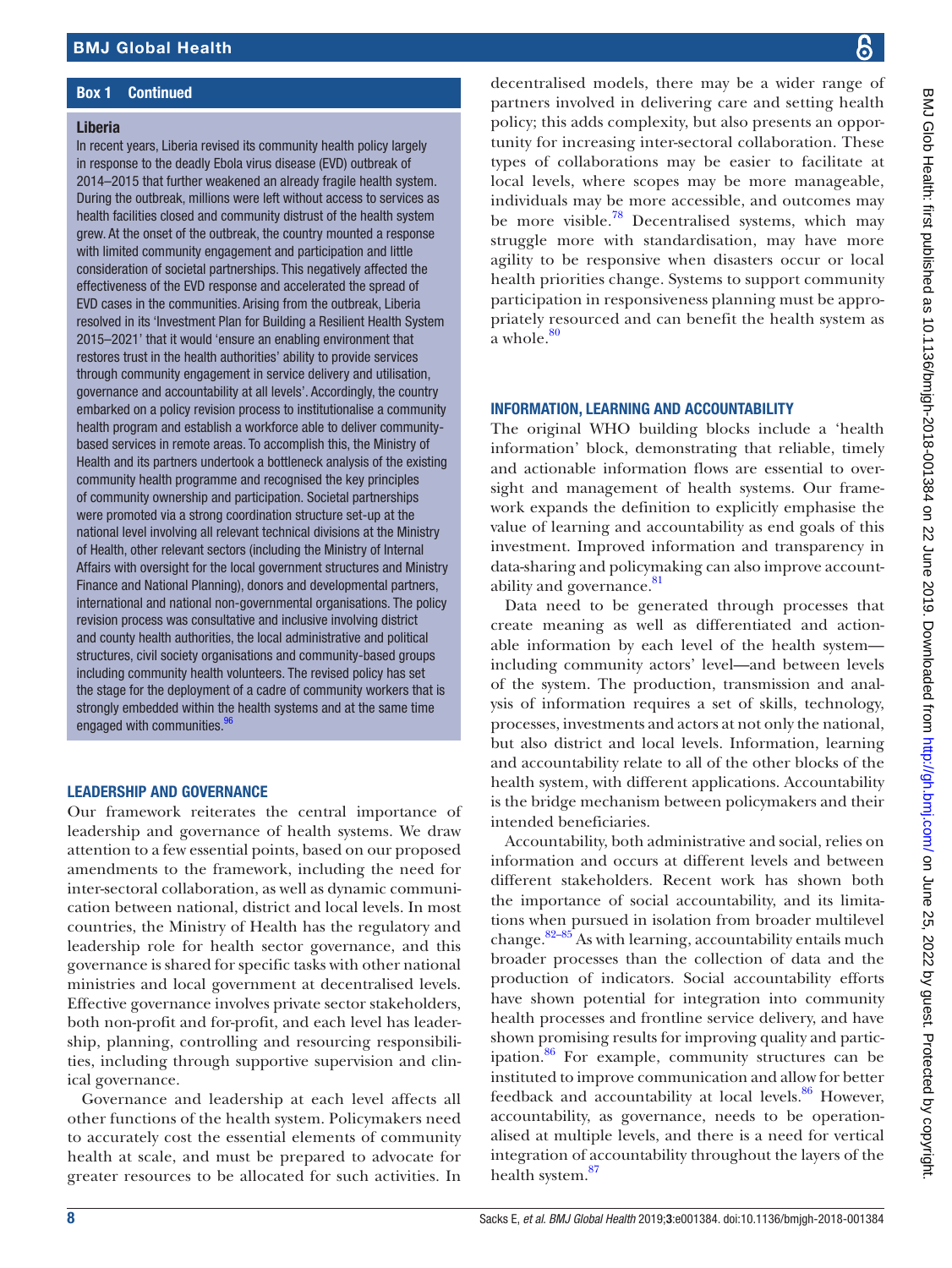**Box 1 Continued**

**Liberia**

In recent years, Liberia revised its community health policy largely in response to the deadly Ebola virus disease (EVD) outbreak of 2014–2015 that further weakened an already fragile health system. During the outbreak, millions were left without access to services as health facilities closed and community distrust of the health system grew. At the onset of the outbreak, the country mounted a response with limited community engagement and participation and little consideration of societal partnerships. This negatively affected the effectiveness of the EVD response and accelerated the spread of EVD cases in the communities. Arising from the outbreak, Liberia resolved in its 'Investment Plan for Building a Resilient Health System 2015–2021' that it would 'ensure an enabling environment that restores trust in the health authorities' ability to provide services through community engagement in service delivery and utilisation, governance and accountability at all levels'. Accordingly, the country embarked on a policy revision process to institutionalise a community health program and establish a workforce able to deliver community-based services in remote areas. To accomplish this, the Ministry of Health and its partners undertook a bottleneck analysis of the existing community health programme and recognised the key principles of community ownership and participation. Societal partnerships were promoted via a strong coordination structure set-up at the national level involving all relevant technical divisions at the Ministry of Health, other relevant sectors (including the Ministry of Internal Affairs with oversight for the local government structures and Ministry Finance and National Planning), donors and developmental partners, international and national non-governmental organisations. The policy revision process was consultative and inclusive involving district and county health authorities, the local administrative and political structures, civil society organisations and community-based groups including community health volunteers. The revised policy has set the stage for the deployment of a cadre of community workers that is strongly embedded within the health systems and at the same time engaged with communities.[96]

## LEADERSHIP AND GOVERNANCE

Our framework reiterates the central importance of leadership and governance of health systems. We draw attention to a few essential points, based on our proposed amendments to the framework, including the need for inter-sectoral collaboration, as well as dynamic communication between national, district and local levels. In most countries, the Ministry of Health has the regulatory and leadership role for health sector governance, and this governance is shared for specific tasks with other national ministries and local government at decentralised levels. Effective governance involves private sector stakeholders, both non-profit and for-profit, and each level has leadership, planning, controlling and resourcing responsibilities, including through supportive supervision and clinical governance.

Governance and leadership at each level affects all other functions of the health system. Policymakers need to accurately cost the essential elements of community health at scale, and must be prepared to advocate for greater resources to be allocated for such activities. In decentralised models, there may be a wider range of partners involved in delivering care and setting health policy; this adds complexity, but also presents an opportunity for increasing inter-sectoral collaboration. These types of collaborations may be easier to facilitate at local levels, where scopes may be more manageable, individuals may be more accessible, and outcomes may be more visible.[78] Decentralised systems, which may struggle more with standardisation, may have more agility to be responsive when disasters occur or local health priorities change. Systems to support community participation in responsiveness planning must be appropriately resourced and can benefit the health system as a whole.[80]

## INFORMATION, LEARNING AND ACCOUNTABILITY

The original WHO building blocks include a 'health information' block, demonstrating that reliable, timely and actionable information flows are essential to oversight and management of health systems. Our framework expands the definition to explicitly emphasise the value of learning and accountability as end goals of this investment. Improved information and transparency in data-sharing and policymaking can also improve accountability and governance.[81]

Data need to be generated through processes that create meaning as well as differentiated and actionable information by each level of the health system—including community actors' level—and between levels of the system. The production, transmission and analysis of information requires a set of skills, technology, processes, investments and actors at not only the national, but also district and local levels. Information, learning and accountability relate to all of the other blocks of the health system, with different applications. Accountability is the bridge mechanism between policymakers and their intended beneficiaries.

Accountability, both administrative and social, relies on information and occurs at different levels and between different stakeholders. Recent work has shown both the importance of social accountability, and its limitations when pursued in isolation from broader multilevel change.[82–85] As with learning, accountability entails much broader processes than the collection of data and the production of indicators. Social accountability efforts have shown potential for integration into community health processes and frontline service delivery, and have shown promising results for improving quality and participation.[86] For example, community structures can be instituted to improve communication and allow for better feedback and accountability at local levels.[86] However, accountability, as governance, needs to be operationalised at multiple levels, and there is a need for vertical integration of accountability throughout the layers of the health system.[87]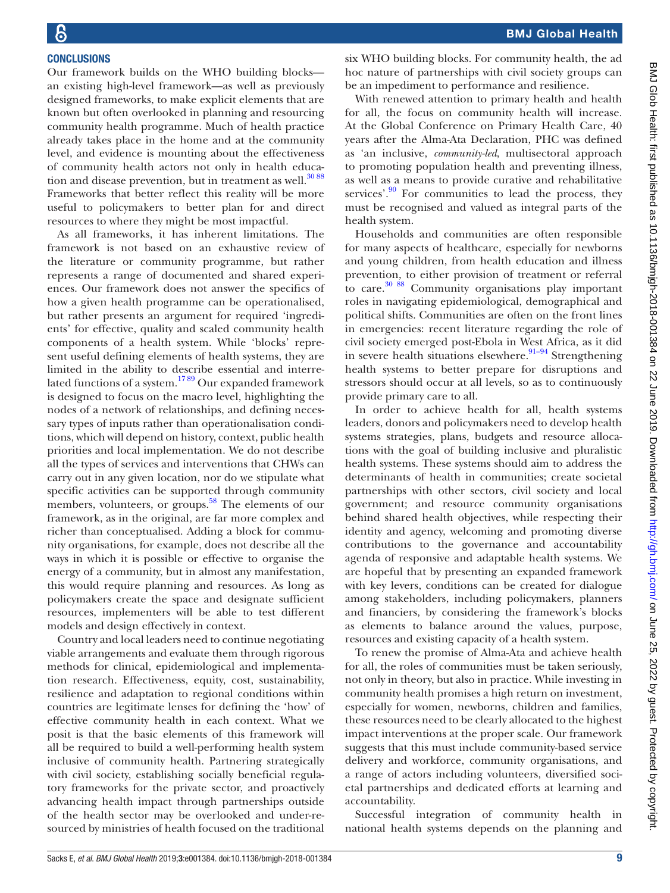## CONCLUSIONS

Our framework builds on the WHO building blocks—an existing high-level framework—as well as previously designed frameworks, to make explicit elements that are known but often overlooked in planning and resourcing community health programme. Much of health practice already takes place in the home and at the community level, and evidence is mounting about the effectiveness of community health actors not only in health education and disease prevention, but in treatment as well.[30 88] Frameworks that better reflect this reality will be more useful to policymakers to better plan for and direct resources to where they might be most impactful.

As all frameworks, it has inherent limitations. The framework is not based on an exhaustive review of the literature or community programme, but rather represents a range of documented and shared experiences. Our framework does not answer the specifics of how a given health programme can be operationalised, but rather presents an argument for required 'ingredients' for effective, quality and scaled community health components of a health system. While 'blocks' represent useful defining elements of health systems, they are limited in the ability to describe essential and interrelated functions of a system.[17 89] Our expanded framework is designed to focus on the macro level, highlighting the nodes of a network of relationships, and defining necessary types of inputs rather than operationalisation conditions, which will depend on history, context, public health priorities and local implementation. We do not describe all the types of services and interventions that CHWs can carry out in any given location, nor do we stipulate what specific activities can be supported through community members, volunteers, or groups.[58] The elements of our framework, as in the original, are far more complex and richer than conceptualised. Adding a block for community organisations, for example, does not describe all the ways in which it is possible or effective to organise the energy of a community, but in almost any manifestation, this would require planning and resources. As long as policymakers create the space and designate sufficient resources, implementers will be able to test different models and design effectively in context.

Country and local leaders need to continue negotiating viable arrangements and evaluate them through rigorous methods for clinical, epidemiological and implementation research. Effectiveness, equity, cost, sustainability, resilience and adaptation to regional conditions within countries are legitimate lenses for defining the 'how' of effective community health in each context. What we posit is that the basic elements of this framework will all be required to build a well-performing health system inclusive of community health. Partnering strategically with civil society, establishing socially beneficial regulatory frameworks for the private sector, and proactively advancing health impact through partnerships outside of the health sector may be overlooked and under-resourced by ministries of health focused on the traditional six WHO building blocks. For community health, the ad hoc nature of partnerships with civil society groups can be an impediment to performance and resilience.

With renewed attention to primary health and health for all, the focus on community health will increase. At the Global Conference on Primary Health Care, 40 years after the Alma-Ata Declaration, PHC was defined as 'an inclusive, *community-led*, multisectoral approach to promoting population health and preventing illness, as well as a means to provide curative and rehabilitative services'.[90] For communities to lead the process, they must be recognised and valued as integral parts of the health system.

Households and communities are often responsible for many aspects of healthcare, especially for newborns and young children, from health education and illness prevention, to either provision of treatment or referral to care.[30 88] Community organisations play important roles in navigating epidemiological, demographical and political shifts. Communities are often on the front lines in emergencies: recent literature regarding the role of civil society emerged post-Ebola in West Africa, as it did in severe health situations elsewhere.[91–94] Strengthening health systems to better prepare for disruptions and stressors should occur at all levels, so as to continuously provide primary care to all.

In order to achieve health for all, health systems leaders, donors and policymakers need to develop health systems strategies, plans, budgets and resource allocations with the goal of building inclusive and pluralistic health systems. These systems should aim to address the determinants of health in communities; create societal partnerships with other sectors, civil society and local government; and resource community organisations behind shared health objectives, while respecting their identity and agency, welcoming and promoting diverse contributions to the governance and accountability agenda of responsive and adaptable health systems. We are hopeful that by presenting an expanded framework with key levers, conditions can be created for dialogue among stakeholders, including policymakers, planners and financiers, by considering the framework's blocks as elements to balance around the values, purpose, resources and existing capacity of a health system.

To renew the promise of Alma-Ata and achieve health for all, the roles of communities must be taken seriously, not only in theory, but also in practice. While investing in community health promises a high return on investment, especially for women, newborns, children and families, these resources need to be clearly allocated to the highest impact interventions at the proper scale. Our framework suggests that this must include community-based service delivery and workforce, community organisations, and a range of actors including volunteers, diversified societal partnerships and dedicated efforts at learning and accountability.

Successful integration of community health in national health systems depends on the planning and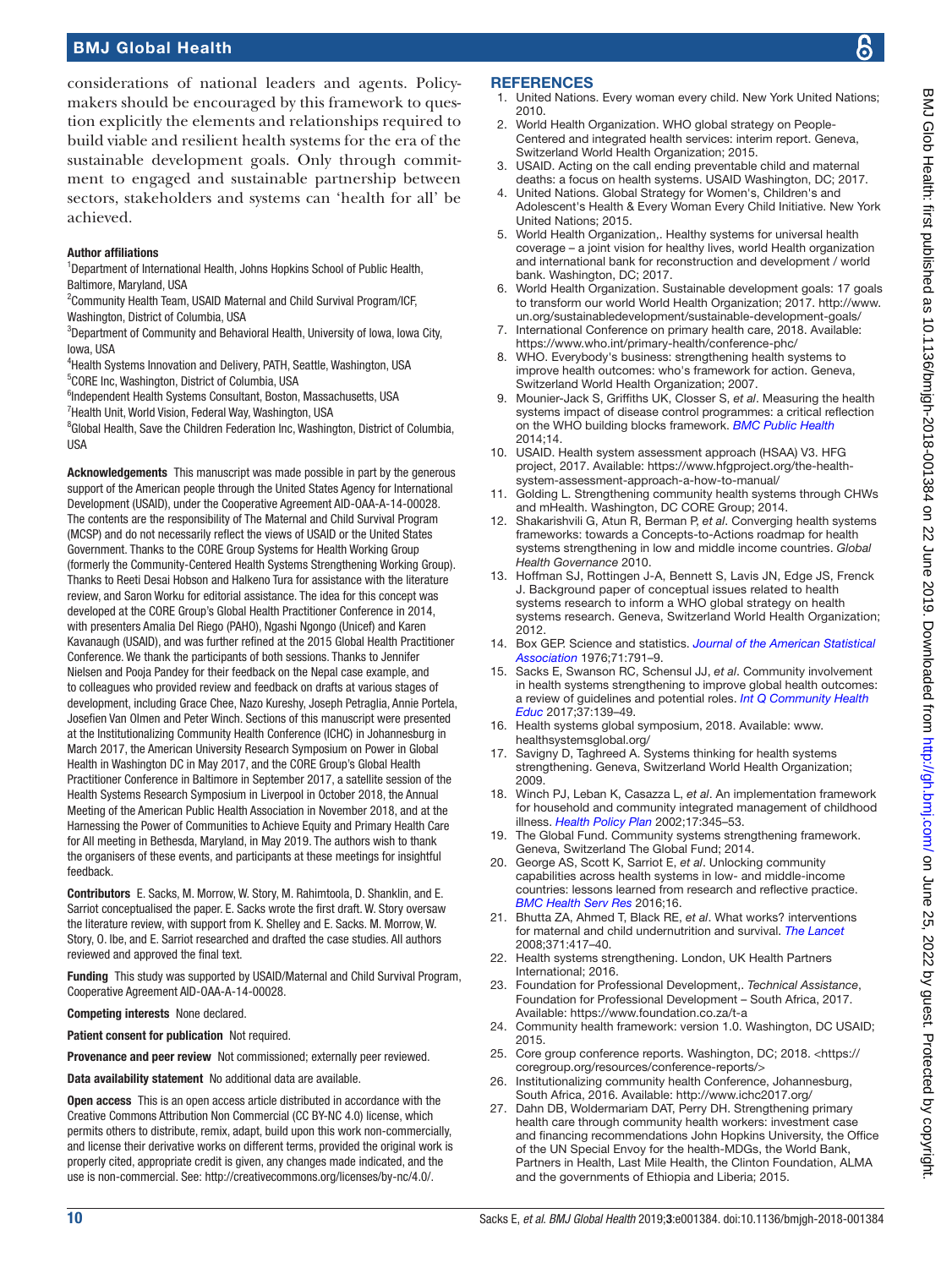considerations of national leaders and agents. Policymakers should be encouraged by this framework to question explicitly the elements and relationships required to build viable and resilient health systems for the era of the sustainable development goals. Only through commitment to engaged and sustainable partnership between sectors, stakeholders and systems can 'health for all' be achieved.

**Author affiliations**
[1]Department of International Health, Johns Hopkins School of Public Health, Baltimore, Maryland, USA
[2]Community Health Team, USAID Maternal and Child Survival Program/ICF, Washington, District of Columbia, USA
[3]Department of Community and Behavioral Health, University of Iowa, Iowa City, Iowa, USA
[4]Health Systems Innovation and Delivery, PATH, Seattle, Washington, USA
[5]CORE Inc, Washington, District of Columbia, USA
[6]Independent Health Systems Consultant, Boston, Massachusetts, USA
[7]Health Unit, World Vision, Federal Way, Washington, USA
[8]Global Health, Save the Children Federation Inc, Washington, District of Columbia, USA

**Acknowledgements** This manuscript was made possible in part by the generous support of the American people through the United States Agency for International Development (USAID), under the Cooperative Agreement AID-OAA-A-14-00028. The contents are the responsibility of The Maternal and Child Survival Program (MCSP) and do not necessarily reflect the views of USAID or the United States Government. Thanks to the CORE Group Systems for Health Working Group (formerly the Community-Centered Health Systems Strengthening Working Group). Thanks to Reeti Desai Hobson and Halkeno Tura for assistance with the literature review, and Saron Worku for editorial assistance. The idea for this concept was developed at the CORE Group's Global Health Practitioner Conference in 2014, with presenters Amalia Del Riego (PAHO), Ngashi Ngongo (Unicef) and Karen Kavanaugh (USAID), and was further refined at the 2015 Global Health Practitioner Conference. We thank the participants of both sessions. Thanks to Jennifer Nielsen and Pooja Pandey for their feedback on the Nepal case example, and to colleagues who provided review and feedback on drafts at various stages of development, including Grace Chee, Nazo Kureshy, Joseph Petraglia, Annie Portela, Josefien Van Olmen and Peter Winch. Sections of this manuscript were presented at the Institutionalizing Community Health Conference (ICHC) in Johannesburg in March 2017, the American University Research Symposium on Power in Global Health in Washington DC in May 2017, and the CORE Group's Global Health Practitioner Conference in Baltimore in September 2017, a satellite session of the Health Systems Research Symposium in Liverpool in October 2018, the Annual Meeting of the American Public Health Association in November 2018, and at the Harnessing the Power of Communities to Achieve Equity and Primary Health Care for All meeting in Bethesda, Maryland, in May 2019. The authors wish to thank the organisers of these events, and participants at these meetings for insightful feedback.

**Contributors** E. Sacks, M. Morrow, W. Story, M. Rahimtoola, D. Shanklin, and E. Sarriot conceptualised the paper. E. Sacks wrote the first draft. W. Story oversaw the literature review, with support from K. Shelley and E. Sacks. M. Morrow, W. Story, O. Ibe, and E. Sarriot researched and drafted the case studies. All authors reviewed and approved the final text.

**Funding** This study was supported by USAID/Maternal and Child Survival Program, Cooperative Agreement AID-OAA-A-14-00028.

**Competing interests** None declared.

**Patient consent for publication** Not required.

**Provenance and peer review** Not commissioned; externally peer reviewed.

**Data availability statement** No additional data are available.

**Open access** This is an open access article distributed in accordance with the Creative Commons Attribution Non Commercial (CC BY-NC 4.0) license, which permits others to distribute, remix, adapt, build upon this work non-commercially, and license their derivative works on different terms, provided the original work is properly cited, appropriate credit is given, any changes made indicated, and the use is non-commercial. See: http://creativecommons.org/licenses/by-nc/4.0/.

## REFERENCES

1. United Nations. Every woman every child. New York United Nations; 2010.
2. World Health Organization. WHO global strategy on People-Centered and integrated health services: interim report. Geneva, Switzerland World Health Organization; 2015.
3. USAID. Acting on the call ending preventable child and maternal deaths: a focus on health systems. USAID Washington, DC; 2017.
4. United Nations. Global Strategy for Women's, Children's and Adolescent's Health & Every Woman Every Child Initiative. New York United Nations; 2015.
5. World Health Organization,. Healthy systems for universal health coverage – a joint vision for healthy lives, world Health organization and international bank for reconstruction and development / world bank. Washington, DC; 2017.
6. World Health Organization. Sustainable development goals: 17 goals to transform our world World Health Organization; 2017. http://www.un.org/sustainabledevelopment/sustainable-development-goals/
7. International Conference on primary health care, 2018. Available: https://www.who.int/primary-health/conference-phc/
8. WHO. Everybody's business: strengthening health systems to improve health outcomes: who's framework for action. Geneva, Switzerland World Health Organization; 2007.
9. Mounier-Jack S, Griffiths UK, Closser S, *et al*. Measuring the health systems impact of disease control programmes: a critical reflection on the WHO building blocks framework. *BMC Public Health* 2014;14.
10. USAID. Health system assessment approach (HSAA) V3. HFG project, 2017. Available: https://www.hfgproject.org/the-health-system-assessment-approach-a-how-to-manual/
11. Golding L. Strengthening community health systems through CHWs and mHealth. Washington, DC CORE Group; 2014.
12. Shakarishvili G, Atun R, Berman P, *et al*. Converging health systems frameworks: towards a Concepts-to-Actions roadmap for health systems strengthening in low and middle income countries. *Global Health Governance* 2010.
13. Hoffman SJ, Rottingen J-A, Bennett S, Lavis JN, Edge JS, Frenck J. Background paper of conceptual issues related to health systems research to inform a WHO global strategy on health systems research. Geneva, Switzerland World Health Organization; 2012.
14. Box GEP. Science and statistics. *Journal of the American Statistical Association* 1976;71:791–9.
15. Sacks E, Swanson RC, Schensul JJ, *et al*. Community involvement in health systems strengthening to improve global health outcomes: a review of guidelines and potential roles. *Int Q Community Health Educ* 2017;37:139–49.
16. Health systems global symposium, 2018. Available: www.healthsystemsglobal.org/
17. Savigny D, Taghreed A. Systems thinking for health systems strengthening. Geneva, Switzerland World Health Organization; 2009.
18. Winch PJ, Leban K, Casazza L, *et al*. An implementation framework for household and community integrated management of childhood illness. *Health Policy Plan* 2002;17:345–53.
19. The Global Fund. Community systems strengthening framework. Geneva, Switzerland The Global Fund; 2014.
20. George AS, Scott K, Sarriot E, *et al*. Unlocking community capabilities across health systems in low- and middle-income countries: lessons learned from research and reflective practice. *BMC Health Serv Res* 2016;16.
21. Bhutta ZA, Ahmed T, Black RE, *et al*. What works? interventions for maternal and child undernutrition and survival. *The Lancet* 2008;371:417–40.
22. Health systems strengthening. London, UK Health Partners International; 2016.
23. Foundation for Professional Development,. *Technical Assistance*, Foundation for Professional Development – South Africa, 2017. Available: https://www.foundation.co.za/t-a
24. Community health framework: version 1.0. Washington, DC USAID; 2015.
25. Core group conference reports. Washington, DC; 2018. <https://coregroup.org/resources/conference-reports/>
26. Institutionalizing community health Conference, Johannesburg, South Africa, 2016. Available: http://www.ichc2017.org/
27. Dahn DB, Woldermariam DAT, Perry DH. Strengthening primary health care through community health workers: investment case and financing recommendations John Hopkins University, the Office of the UN Special Envoy for the health-MDGs, the World Bank, Partners in Health, Last Mile Health, the Clinton Foundation, ALMA and the governments of Ethiopia and Liberia; 2015.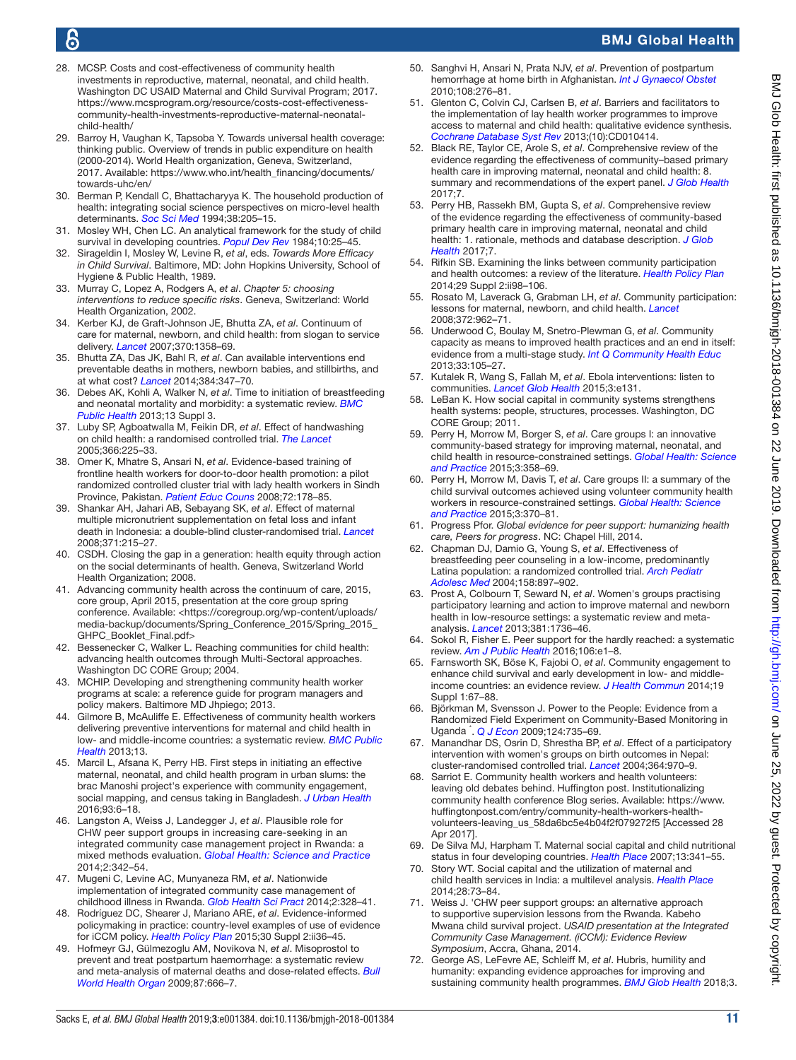28. MCSP. Costs and cost-effectiveness of community health investments in reproductive, maternal, neonatal, and child health. Washington DC USAID Maternal and Child Survival Program; 2017. https://www.mcsprogram.org/resource/costs-cost-effectiveness-community-health-investments-reproductive-maternal-neonatal-child-health/
29. Barroy H, Vaughan K, Tapsoba Y. Towards universal health coverage: thinking public. Overview of trends in public expenditure on health (2000-2014). World Health organization, Geneva, Switzerland, 2017. Available: https://www.who.int/health_financing/documents/towards-uhc/en/
30. Berman P, Kendall C, Bhattacharyya K. The household production of health: integrating social science perspectives on micro-level health determinants. *Soc Sci Med* 1994;38:205–15.
31. Mosley WH, Chen LC. An analytical framework for the study of child survival in developing countries. *Popul Dev Rev* 1984;10:25–45.
32. Sirageldin I, Mosley W, Levine R, *et al*, eds. *Towards More Efficacy in Child Survival*. Baltimore, MD: John Hopkins University, School of Hygiene & Public Health, 1989.
33. Murray C, Lopez A, Rodgers A, *et al*. *Chapter 5: choosing interventions to reduce specific risks*. Geneva, Switzerland: World Health Organization, 2002.
34. Kerber KJ, de Graft-Johnson JE, Bhutta ZA, *et al*. Continuum of care for maternal, newborn, and child health: from slogan to service delivery. *Lancet* 2007;370:1358–69.
35. Bhutta ZA, Das JK, Bahl R, *et al*. Can available interventions end preventable deaths in mothers, newborn babies, and stillbirths, and at what cost? *Lancet* 2014;384:347–70.
36. Debes AK, Kohli A, Walker N, *et al*. Time to initiation of breastfeeding and neonatal mortality and morbidity: a systematic review. *BMC Public Health* 2013;13 Suppl 3.
37. Luby SP, Agboatwalla M, Feikin DR, *et al*. Effect of handwashing on child health: a randomised controlled trial. *The Lancet* 2005;366:225–33.
38. Omer K, Mhatre S, Ansari N, *et al*. Evidence-based training of frontline health workers for door-to-door health promotion: a pilot randomized controlled cluster trial with lady health workers in Sindh Province, Pakistan. *Patient Educ Couns* 2008;72:178–85.
39. Shankar AH, Jahari AB, Sebayang SK, *et al*. Effect of maternal multiple micronutrient supplementation on fetal loss and infant death in Indonesia: a double-blind cluster-randomised trial. *Lancet* 2008;371:215–27.
40. CSDH. Closing the gap in a generation: health equity through action on the social determinants of health. Geneva, Switzerland World Health Organization; 2008.
41. Advancing community health across the continuum of care, 2015, core group, April 2015, presentation at the core group spring conference. Available: <https://coregroup.org/wp-content/uploads/media-backup/documents/Spring_Conference_2015/Spring_2015_GHPC_Booklet_Final.pdf>
42. Bessenecker C, Walker L. Reaching communities for child health: advancing health outcomes through Multi-Sectoral approaches. Washington DC CORE Group; 2004.
43. MCHIP. Developing and strengthening community health worker programs at scale: a reference guide for program managers and policy makers. Baltimore MD Jhpiego; 2013.
44. Gilmore B, McAuliffe E. Effectiveness of community health workers delivering preventive interventions for maternal and child health in low- and middle-income countries: a systematic review. *BMC Public Health* 2013;13.
45. Marcil L, Afsana K, Perry HB. First steps in initiating an effective maternal, neonatal, and child health program in urban slums: the brac Manoshi project's experience with community engagement, social mapping, and census taking in Bangladesh. *J Urban Health* 2016;93:6–18.
46. Langston A, Weiss J, Landegger J, *et al*. Plausible role for CHW peer support groups in increasing care-seeking in an integrated community case management project in Rwanda: a mixed methods evaluation. *Global Health: Science and Practice* 2014;2:342–54.
47. Mugeni C, Levine AC, Munyaneza RM, *et al*. Nationwide implementation of integrated community case management of childhood illness in Rwanda. *Glob Health Sci Pract* 2014;2:328–41.
48. Rodríguez DC, Shearer J, Mariano ARE, *et al*. Evidence-informed policymaking in practice: country-level examples of use of evidence for iCCM policy. *Health Policy Plan* 2015;30 Suppl 2:ii36–45.
49. Hofmeyr GJ, Gülmezoglu AM, Novikova N, *et al*. Misoprostol to prevent and treat postpartum haemorrhage: a systematic review and meta-analysis of maternal deaths and dose-related effects. *Bull World Health Organ* 2009;87:666–7.
50. Sanghvi H, Ansari N, Prata NJV, *et al*. Prevention of postpartum hemorrhage at home birth in Afghanistan. *Int J Gynaecol Obstet* 2010;108:276–81.
51. Glenton C, Colvin CJ, Carlsen B, *et al*. Barriers and facilitators to the implementation of lay health worker programmes to improve access to maternal and child health: qualitative evidence synthesis. *Cochrane Database Syst Rev* 2013;(10):CD010414.
52. Black RE, Taylor CE, Arole S, *et al*. Comprehensive review of the evidence regarding the effectiveness of community–based primary health care in improving maternal, neonatal and child health: 8. summary and recommendations of the expert panel. *J Glob Health* 2017;7.
53. Perry HB, Rassekh BM, Gupta S, *et al*. Comprehensive review of the evidence regarding the effectiveness of community-based primary health care in improving maternal, neonatal and child health: 1. rationale, methods and database description. *J Glob Health* 2017;7.
54. Rifkin SB. Examining the links between community participation and health outcomes: a review of the literature. *Health Policy Plan* 2014;29 Suppl 2:ii98–106.
55. Rosato M, Laverack G, Grabman LH, *et al*. Community participation: lessons for maternal, newborn, and child health. *Lancet* 2008;372:962–71.
56. Underwood C, Boulay M, Snetro-Plewman G, *et al*. Community capacity as means to improved health practices and an end in itself: evidence from a multi-stage study. *Int Q Community Health Educ* 2013;33:105–27.
57. Kutalek R, Wang S, Fallah M, *et al*. Ebola interventions: listen to communities. *Lancet Glob Health* 2015;3:e131.
58. LeBan K. How social capital in community systems strengthens health systems: people, structures, processes. Washington, DC CORE Group; 2011.
59. Perry H, Morrow M, Borger S, *et al*. Care groups I: an innovative community-based strategy for improving maternal, neonatal, and child health in resource-constrained settings. *Global Health: Science and Practice* 2015;3:358–69.
60. Perry H, Morrow M, Davis T, *et al*. Care groups II: a summary of the child survival outcomes achieved using volunteer community health workers in resource-constrained settings. *Global Health: Science and Practice* 2015;3:370–81.
61. Progress Pfor. *Global evidence for peer support: humanizing health care, Peers for progress*. NC: Chapel Hill, 2014.
62. Chapman DJ, Damio G, Young S, *et al*. Effectiveness of breastfeeding peer counseling in a low-income, predominantly Latina population: a randomized controlled trial. *Arch Pediatr Adolesc Med* 2004;158:897–902.
63. Prost A, Colbourn T, Seward N, *et al*. Women's groups practising participatory learning and action to improve maternal and newborn health in low-resource settings: a systematic review and meta-analysis. *Lancet* 2013;381:1736–46.
64. Sokol R, Fisher E. Peer support for the hardly reached: a systematic review. *Am J Public Health* 2016;106:e1–8.
65. Farnsworth SK, Böse K, Fajobi O, *et al*. Community engagement to enhance child survival and early development in low- and middle-income countries: an evidence review. *J Health Commun* 2014;19 Suppl 1:67–88.
66. Björkman M, Svensson J. Power to the People: Evidence from a Randomized Field Experiment on Community-Based Monitoring in Uganda \*. *Q J Econ* 2009;124:735–69.
67. Manandhar DS, Osrin D, Shrestha BP, *et al*. Effect of a participatory intervention with women's groups on birth outcomes in Nepal: cluster-randomised controlled trial. *Lancet* 2004;364:970–9.
68. Sarriot E. Community health workers and health volunteers: leaving old debates behind. Huffington post. Institutionalizing community health conference Blog series. Available: https://www.huffingtonpost.com/entry/community-health-workers-health-volunteers-leaving_us_58da6bc5e4b04f2f079272f5 [Accessed 28 Apr 2017].
69. De Silva MJ, Harpham T. Maternal social capital and child nutritional status in four developing countries. *Health Place* 2007;13:341–55.
70. Story WT. Social capital and the utilization of maternal and child health services in India: a multilevel analysis. *Health Place* 2014;28:73–84.
71. Weiss J. 'CHW peer support groups: an alternative approach to supportive supervision lessons from the Rwanda. Kabeho Mwana child survival project. *USAID presentation at the Integrated Community Case Management. (iCCM): Evidence Review Symposium*, Accra, Ghana, 2014.
72. George AS, LeFevre AE, Schleiff M, *et al*. Hubris, humility and humanity: expanding evidence approaches for improving and sustaining community health programmes. *BMJ Glob Health* 2018;3.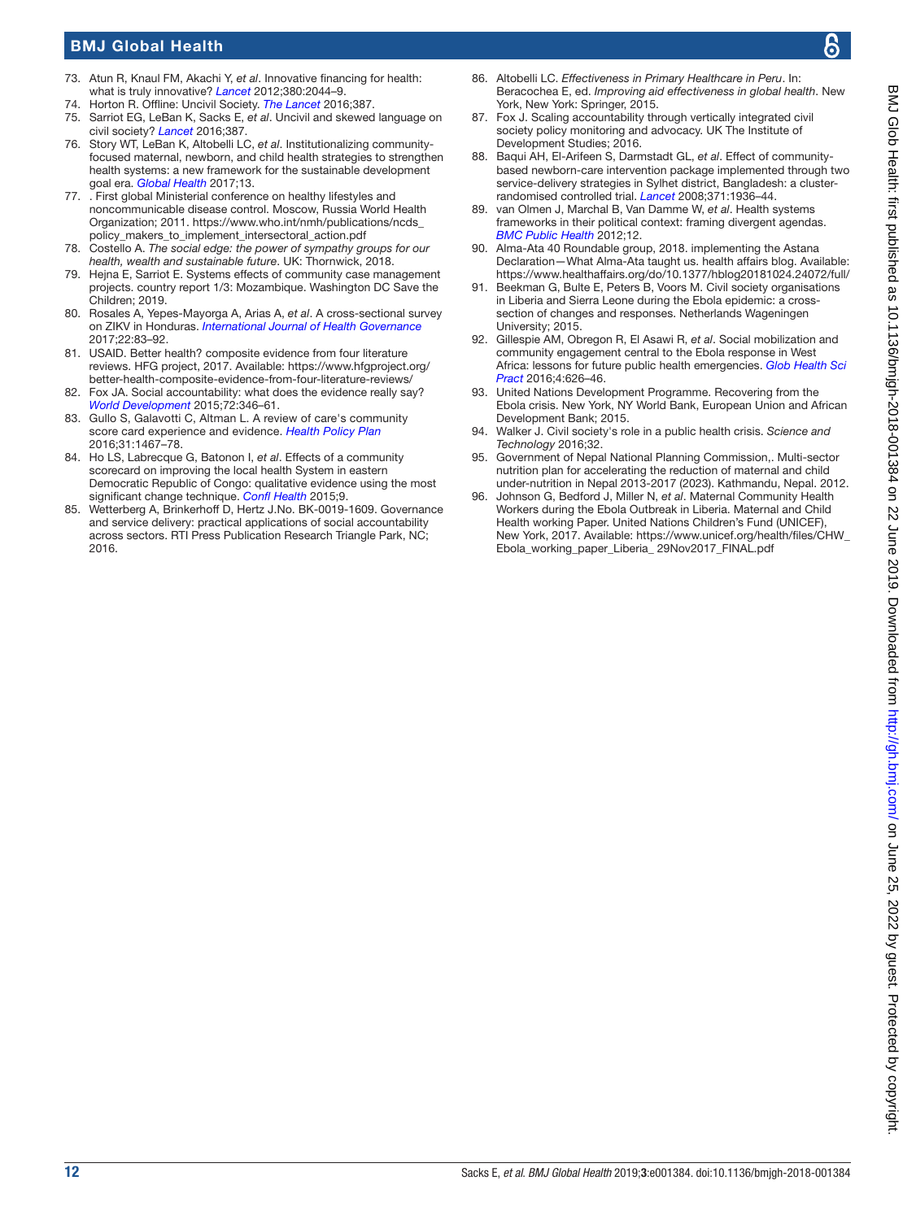73. Atun R, Knaul FM, Akachi Y, *et al*. Innovative financing for health: what is truly innovative? *Lancet* 2012;380:2044–9.
74. Horton R. Offline: Uncivil Society. *The Lancet* 2016;387.
75. Sarriot EG, LeBan K, Sacks E, *et al*. Uncivil and skewed language on civil society? *Lancet* 2016;387.
76. Story WT, LeBan K, Altobelli LC, *et al*. Institutionalizing community-focused maternal, newborn, and child health strategies to strengthen health systems: a new framework for the sustainable development goal era. *Global Health* 2017;13.
77. . First global Ministerial conference on healthy lifestyles and noncommunicable disease control. Moscow, Russia World Health Organization; 2011. https://www.who.int/nmh/publications/ncds_policy_makers_to_implement_intersectoral_action.pdf
78. Costello A. *The social edge: the power of sympathy groups for our health, wealth and sustainable future*. UK: Thornwick, 2018.
79. Hejna E, Sarriot E. Systems effects of community case management projects. country report 1/3: Mozambique. Washington DC Save the Children; 2019.
80. Rosales A, Yepes-Mayorga A, Arias A, *et al*. A cross-sectional survey on ZIKV in Honduras. *International Journal of Health Governance* 2017;22:83–92.
81. USAID. Better health? composite evidence from four literature reviews. HFG project, 2017. Available: https://www.hfgproject.org/better-health-composite-evidence-from-four-literature-reviews/
82. Fox JA. Social accountability: what does the evidence really say? *World Development* 2015;72:346–61.
83. Gullo S, Galavotti C, Altman L. A review of care's community score card experience and evidence. *Health Policy Plan* 2016;31:1467–78.
84. Ho LS, Labrecque G, Batonon I, *et al*. Effects of a community scorecard on improving the local health System in eastern Democratic Republic of Congo: qualitative evidence using the most significant change technique. *Confl Health* 2015;9.
85. Wetterberg A, Brinkerhoff D, Hertz J.No. BK-0019-1609. Governance and service delivery: practical applications of social accountability across sectors. RTI Press Publication Research Triangle Park, NC; 2016.
86. Altobelli LC. *Effectiveness in Primary Healthcare in Peru*. In: Beracochea E, ed. *Improving aid effectiveness in global health*. New York, New York: Springer, 2015.
87. Fox J. Scaling accountability through vertically integrated civil society policy monitoring and advocacy. UK The Institute of Development Studies; 2016.
88. Baqui AH, El-Arifeen S, Darmstadt GL, *et al*. Effect of community-based newborn-care intervention package implemented through two service-delivery strategies in Sylhet district, Bangladesh: a cluster-randomised controlled trial. *Lancet* 2008;371:1936–44.
89. van Olmen J, Marchal B, Van Damme W, *et al*. Health systems frameworks in their political context: framing divergent agendas. *BMC Public Health* 2012;12.
90. Alma-Ata 40 Roundable group, 2018. implementing the Astana Declaration—What Alma-Ata taught us. health affairs blog. Available: https://www.healthaffairs.org/do/10.1377/hblog20181024.24072/full/
91. Beekman G, Bulte E, Peters B, Voors M. Civil society organisations in Liberia and Sierra Leone during the Ebola epidemic: a cross-section of changes and responses. Netherlands Wageningen University; 2015.
92. Gillespie AM, Obregon R, El Asawi R, *et al*. Social mobilization and community engagement central to the Ebola response in West Africa: lessons for future public health emergencies. *Glob Health Sci Pract* 2016;4:626–46.
93. United Nations Development Programme. Recovering from the Ebola crisis. New York, NY World Bank, European Union and African Development Bank; 2015.
94. Walker J. Civil society's role in a public health crisis. *Science and Technology* 2016;32.
95. Government of Nepal National Planning Commission,. Multi-sector nutrition plan for accelerating the reduction of maternal and child under-nutrition in Nepal 2013-2017 (2023). Kathmandu, Nepal. 2012.
96. Johnson G, Bedford J, Miller N, *et al*. Maternal Community Health Workers during the Ebola Outbreak in Liberia. Maternal and Child Health working Paper. United Nations Children's Fund (UNICEF), New York, 2017. Available: https://www.unicef.org/health/files/CHW_Ebola_working_paper_Liberia_ 29Nov2017_FINAL.pdf